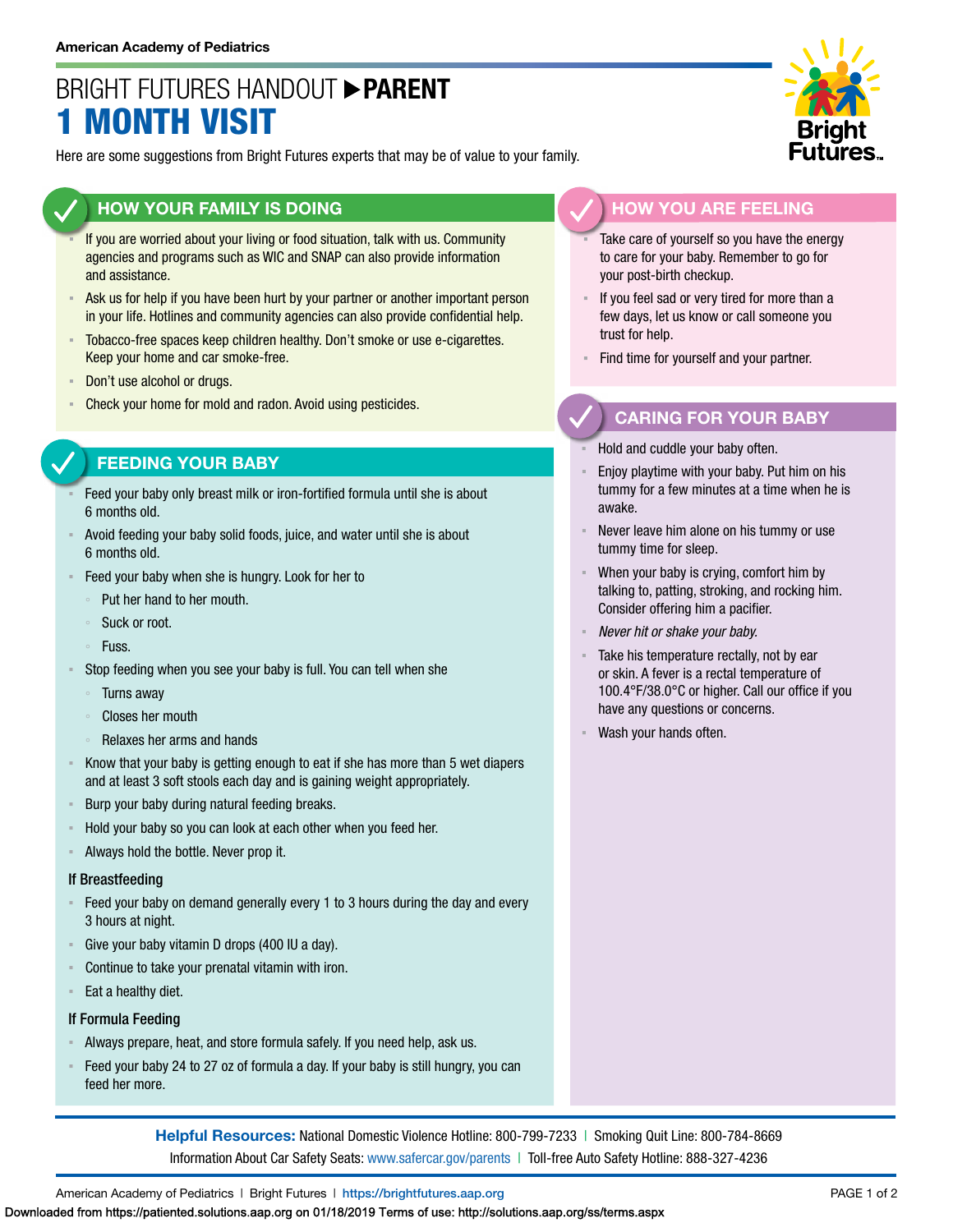American Academy of Pediatrics

# BRIGHT FUTURES HANDOUT ▶ PARENT
# 1 MONTH VISIT

Here are some suggestions from Bright Futures experts that may be of value to your family.

## HOW YOUR FAMILY IS DOING

- If you are worried about your living or food situation, talk with us. Community agencies and programs such as WIC and SNAP can also provide information and assistance.
- Ask us for help if you have been hurt by your partner or another important person in your life. Hotlines and community agencies can also provide confidential help.
- Tobacco-free spaces keep children healthy. Don't smoke or use e-cigarettes. Keep your home and car smoke-free.
- Don't use alcohol or drugs.
- Check your home for mold and radon. Avoid using pesticides.

## FEEDING YOUR BABY

- Feed your baby only breast milk or iron-fortified formula until she is about 6 months old.
- Avoid feeding your baby solid foods, juice, and water until she is about 6 months old.
- Feed your baby when she is hungry. Look for her to
  - Put her hand to her mouth.
  - Suck or root.
  - Fuss.
- Stop feeding when you see your baby is full. You can tell when she
  - Turns away
  - Closes her mouth
  - Relaxes her arms and hands
- Know that your baby is getting enough to eat if she has more than 5 wet diapers and at least 3 soft stools each day and is gaining weight appropriately.
- Burp your baby during natural feeding breaks.
- Hold your baby so you can look at each other when you feed her.
- Always hold the bottle. Never prop it.

### If Breastfeeding

- Feed your baby on demand generally every 1 to 3 hours during the day and every 3 hours at night.
- Give your baby vitamin D drops (400 IU a day).
- Continue to take your prenatal vitamin with iron.
- Eat a healthy diet.

### If Formula Feeding

- Always prepare, heat, and store formula safely. If you need help, ask us.
- Feed your baby 24 to 27 oz of formula a day. If your baby is still hungry, you can feed her more.

## HOW YOU ARE FEELING

- Take care of yourself so you have the energy to care for your baby. Remember to go for your post-birth checkup.
- If you feel sad or very tired for more than a few days, let us know or call someone you trust for help.
- Find time for yourself and your partner.

## CARING FOR YOUR BABY

- Hold and cuddle your baby often.
- Enjoy playtime with your baby. Put him on his tummy for a few minutes at a time when he is awake.
- Never leave him alone on his tummy or use tummy time for sleep.
- When your baby is crying, comfort him by talking to, patting, stroking, and rocking him. Consider offering him a pacifier.
- *Never hit or shake your baby.*
- Take his temperature rectally, not by ear or skin. A fever is a rectal temperature of 100.4°F/38.0°C or higher. Call our office if you have any questions or concerns.
- Wash your hands often.

**Helpful Resources:** National Domestic Violence Hotline: 800-799-7233 | Smoking Quit Line: 800-784-8669
Information About Car Safety Seats: www.safercar.gov/parents | Toll-free Auto Safety Hotline: 888-327-4236

American Academy of Pediatrics | Bright Futures | https://brightfutures.aap.org

Downloaded from https://patiented.solutions.aap.org on 01/18/2019 Terms of use: http://solutions.aap.org/ss/terms.aspx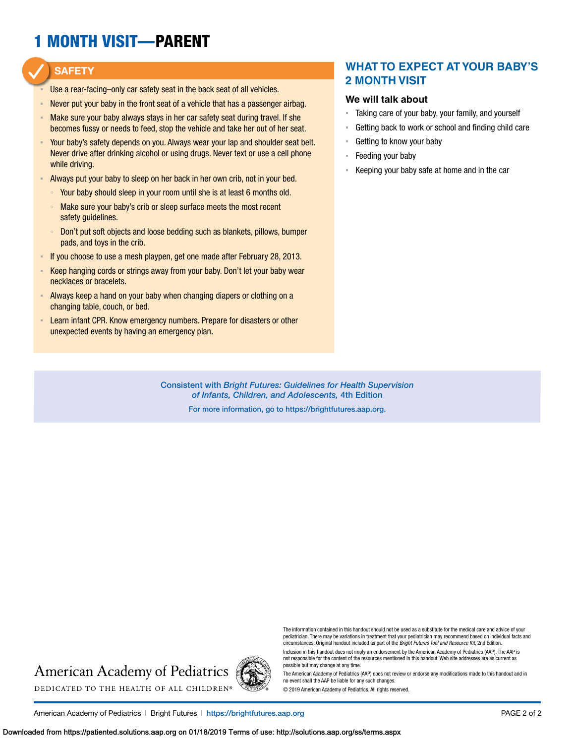# 1 MONTH VISIT—PARENT

## SAFETY

- Use a rear-facing–only car safety seat in the back seat of all vehicles.
- Never put your baby in the front seat of a vehicle that has a passenger airbag.
- Make sure your baby always stays in her car safety seat during travel. If she becomes fussy or needs to feed, stop the vehicle and take her out of her seat.
- Your baby's safety depends on you. Always wear your lap and shoulder seat belt. Never drive after drinking alcohol or using drugs. Never text or use a cell phone while driving.
- Always put your baby to sleep on her back in her own crib, not in your bed.
  - Your baby should sleep in your room until she is at least 6 months old.
  - Make sure your baby's crib or sleep surface meets the most recent safety guidelines.
  - Don't put soft objects and loose bedding such as blankets, pillows, bumper pads, and toys in the crib.
- If you choose to use a mesh playpen, get one made after February 28, 2013.
- Keep hanging cords or strings away from your baby. Don't let your baby wear necklaces or bracelets.
- Always keep a hand on your baby when changing diapers or clothing on a changing table, couch, or bed.
- Learn infant CPR. Know emergency numbers. Prepare for disasters or other unexpected events by having an emergency plan.

## WHAT TO EXPECT AT YOUR BABY'S 2 MONTH VISIT

### We will talk about

- Taking care of your baby, your family, and yourself
- Getting back to work or school and finding child care
- Getting to know your baby
- Feeding your baby
- Keeping your baby safe at home and in the car

Consistent with *Bright Futures: Guidelines for Health Supervision of Infants, Children, and Adolescents,* 4th Edition

For more information, go to https://brightfutures.aap.org.

American Academy of Pediatrics

DEDICATED TO THE HEALTH OF ALL CHILDREN®

The information contained in this handout should not be used as a substitute for the medical care and advice of your pediatrician. There may be variations in treatment that your pediatrician may recommend based on individual facts and circumstances. Original handout included as part of the *Bright Futures Tool and Resource Kit,* 2nd Edition.

Inclusion in this handout does not imply an endorsement by the American Academy of Pediatrics (AAP). The AAP is not responsible for the content of the resources mentioned in this handout. Web site addresses are as current as possible but may change at any time.

The American Academy of Pediatrics (AAP) does not review or endorse any modifications made to this handout and in no event shall the AAP be liable for any such changes.

© 2019 American Academy of Pediatrics. All rights reserved.